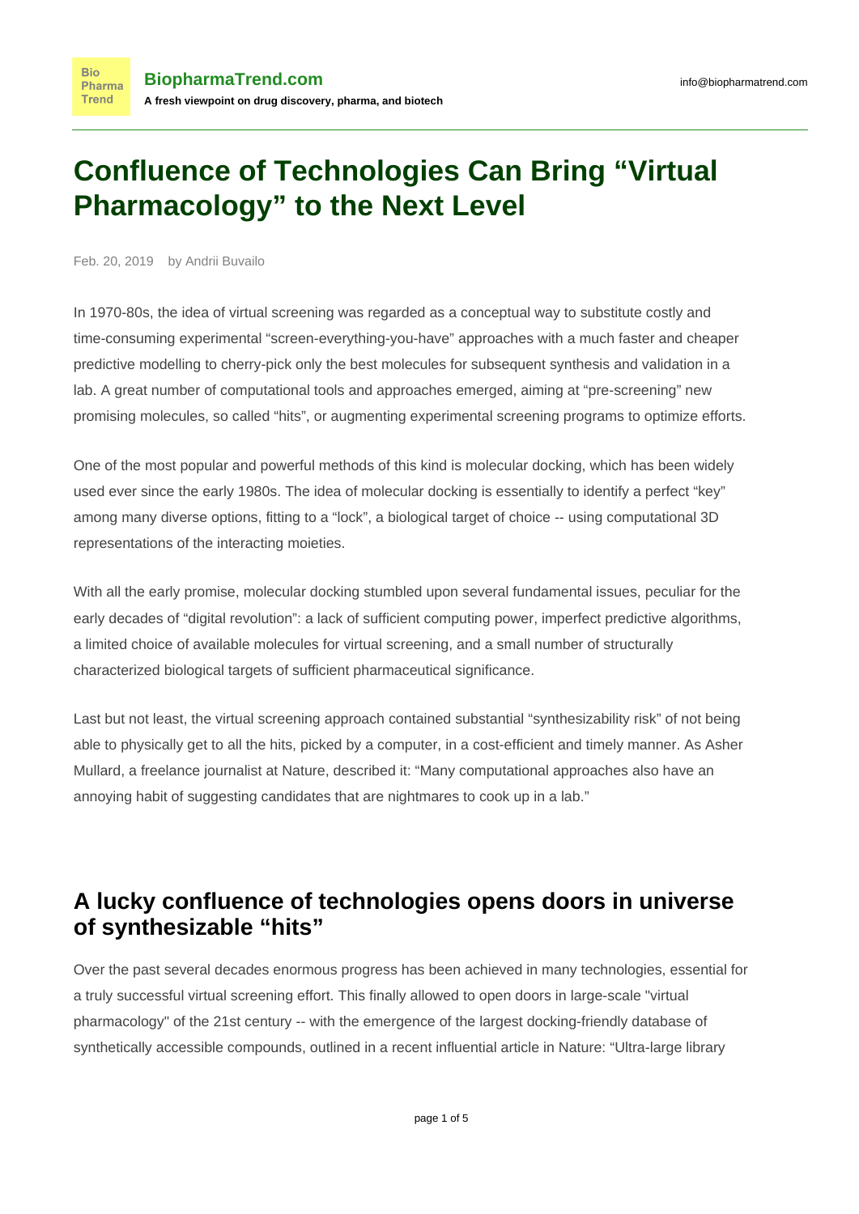# Confluence of Technologies Can Bring “Virtual Pharmacology” to the Next Level

Feb. 20, 2019 by Andrii Buvailo

In 1970-80s, the idea of virtual screening was regarded as a conceptual way to substitute costly and time-consuming experimental “screen-everything-you-have” approaches with a much faster and cheaper predictive modelling to cherry-pick only the best molecules for subsequent synthesis and validation in a lab. A great number of computational tools and approaches emerged, aiming at “pre-screening” new promising molecules, so called “hits”, or augmenting experimental screening programs to optimize efforts.

One of the most popular and powerful methods of this kind is molecular docking, which has been widely used ever since the early 1980s. The idea of molecular docking is essentially to identify a perfect “key” among many diverse options, fitting to a “lock”, a biological target of choice -- using computational 3D representations of the interacting moieties.

With all the early promise, molecular docking stumbled upon several fundamental issues, peculiar for the early decades of “digital revolution”: a lack of sufficient computing power, imperfect predictive algorithms, a limited choice of available molecules for virtual screening, and a small number of structurally characterized biological targets of sufficient pharmaceutical significance.

Last but not least, the virtual screening approach contained substantial “synthesizability risk” of not being able to physically get to all the hits, picked by a computer, in a cost-efficient and timely manner. As Asher Mullard, a freelance journalist at Nature, described it: “Many computational approaches also have an annoying habit of suggesting candidates that are nightmares to cook up in a lab.”

## A lucky confluence of technologies opens doors in universe of synthesizable “hits”

Over the past several decades enormous progress has been achieved in many technologies, essential for a truly successful virtual screening effort. This finally allowed to open doors in large-scale "virtual pharmacology" of the 21st century -- with the emergence of the largest docking-friendly database of synthetically accessible compounds, outlined in a recent influential article in Nature: “Ultra-large library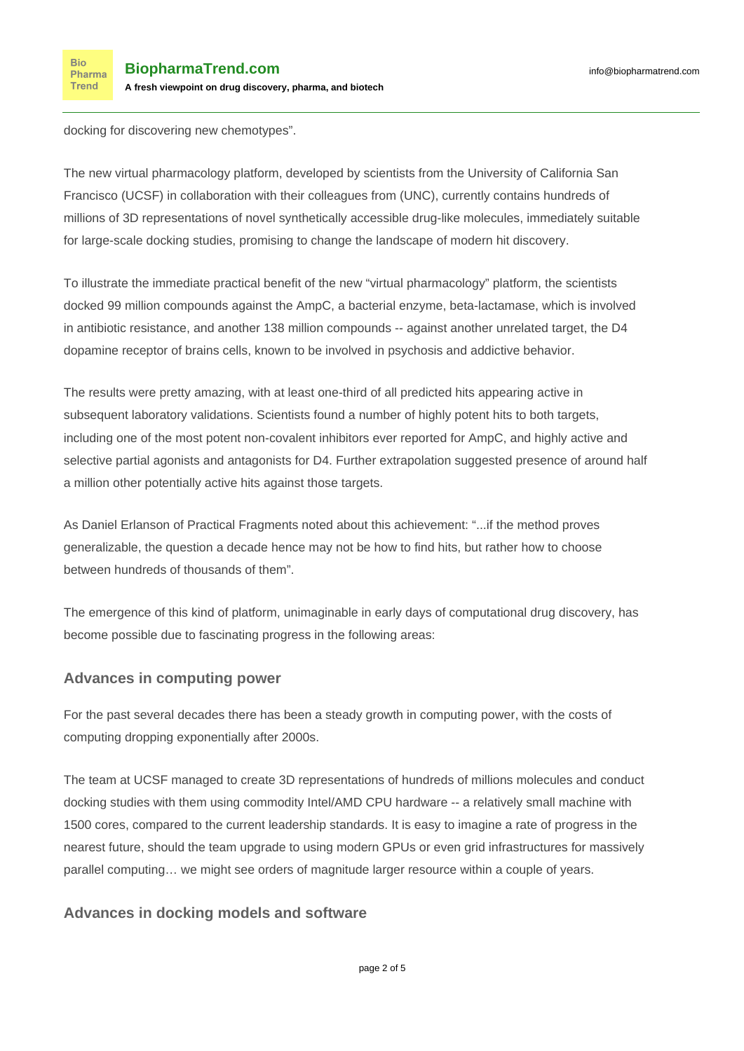docking for discovering new chemotypes".

The new virtual pharmacology platform, developed by scientists from the University of California San Francisco (UCSF) in collaboration with their colleagues from (UNC), currently contains hundreds of millions of 3D representations of novel synthetically accessible drug-like molecules, immediately suitable for large-scale docking studies, promising to change the landscape of modern hit discovery.

To illustrate the immediate practical benefit of the new "virtual pharmacology" platform, the scientists docked 99 million compounds against the AmpC, a bacterial enzyme, beta-lactamase, which is involved in antibiotic resistance, and another 138 million compounds -- against another unrelated target, the D4 dopamine receptor of brains cells, known to be involved in psychosis and addictive behavior.

The results were pretty amazing, with at least one-third of all predicted hits appearing active in subsequent laboratory validations. Scientists found a number of highly potent hits to both targets, including one of the most potent non-covalent inhibitors ever reported for AmpC, and highly active and selective partial agonists and antagonists for D4. Further extrapolation suggested presence of around half a million other potentially active hits against those targets.

As Daniel Erlanson of Practical Fragments noted about this achievement: "...if the method proves generalizable, the question a decade hence may not be how to find hits, but rather how to choose between hundreds of thousands of them".

The emergence of this kind of platform, unimaginable in early days of computational drug discovery, has become possible due to fascinating progress in the following areas:

### Advances in computing power

For the past several decades there has been a steady growth in computing power, with the costs of computing dropping exponentially after 2000s.

The team at UCSF managed to create 3D representations of hundreds of millions molecules and conduct docking studies with them using commodity Intel/AMD CPU hardware -- a relatively small machine with 1500 cores, compared to the current leadership standards. It is easy to imagine a rate of progress in the nearest future, should the team upgrade to using modern GPUs or even grid infrastructures for massively parallel computing… we might see orders of magnitude larger resource within a couple of years.

### Advances in docking models and software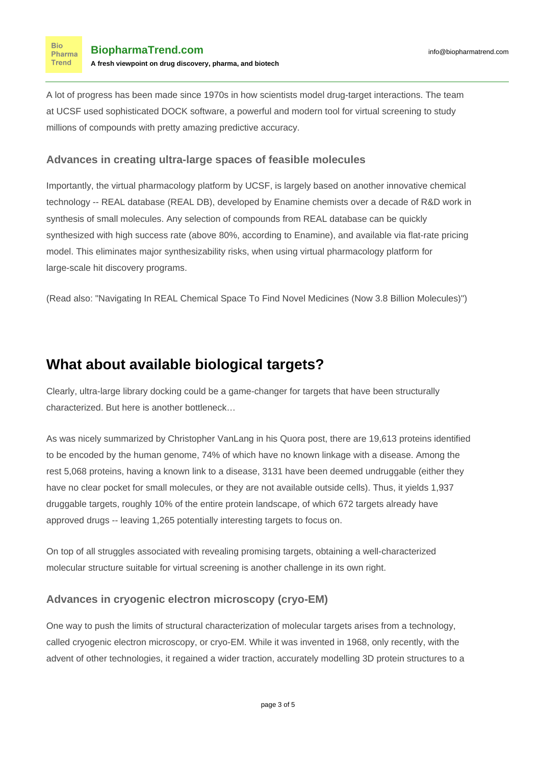A lot of progress has been made since 1970s in how scientists model drug-target interactions. The team at UCSF used sophisticated DOCK software, a powerful and modern tool for virtual screening to study millions of compounds with pretty amazing predictive accuracy.

### Advances in creating ultra-large spaces of feasible molecules

Importantly, the virtual pharmacology platform by UCSF, is largely based on another innovative chemical technology -- REAL database (REAL DB), developed by Enamine chemists over a decade of R&D work in synthesis of small molecules. Any selection of compounds from REAL database can be quickly synthesized with high success rate (above 80%, according to Enamine), and available via flat-rate pricing model. This eliminates major synthesizability risks, when using virtual pharmacology platform for large-scale hit discovery programs.

(Read also: "Navigating In REAL Chemical Space To Find Novel Medicines (Now 3.8 Billion Molecules)")

## What about available biological targets?

Clearly, ultra-large library docking could be a game-changer for targets that have been structurally characterized. But here is another bottleneck…

As was nicely summarized by Christopher VanLang in his Quora post, there are 19,613 proteins identified to be encoded by the human genome, 74% of which have no known linkage with a disease. Among the rest 5,068 proteins, having a known link to a disease, 3131 have been deemed undruggable (either they have no clear pocket for small molecules, or they are not available outside cells). Thus, it yields 1,937 druggable targets, roughly 10% of the entire protein landscape, of which 672 targets already have approved drugs -- leaving 1,265 potentially interesting targets to focus on.

On top of all struggles associated with revealing promising targets, obtaining a well-characterized molecular structure suitable for virtual screening is another challenge in its own right.

### Advances in cryogenic electron microscopy (cryo-EM)

One way to push the limits of structural characterization of molecular targets arises from a technology, called cryogenic electron microscopy, or cryo-EM. While it was invented in 1968, only recently, with the advent of other technologies, it regained a wider traction, accurately modelling 3D protein structures to a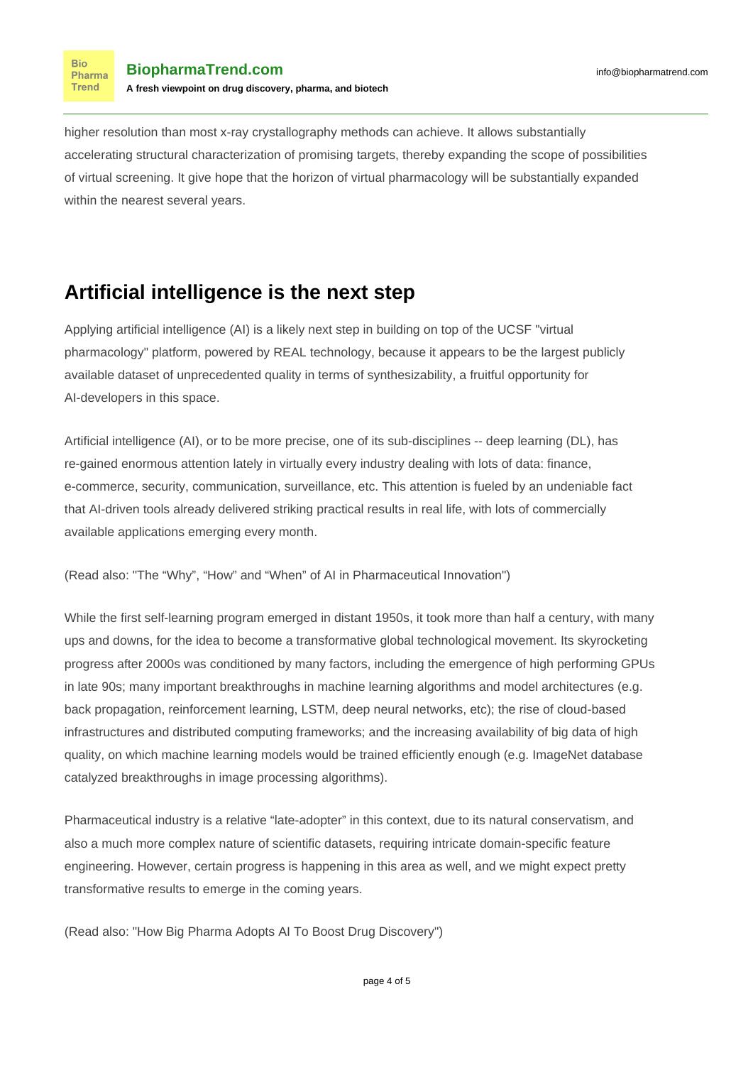higher resolution than most x-ray crystallography methods can achieve. It allows substantially accelerating structural characterization of promising targets, thereby expanding the scope of possibilities of virtual screening. It give hope that the horizon of virtual pharmacology will be substantially expanded within the nearest several years.

## Artificial intelligence is the next step

Applying artificial intelligence (AI) is a likely next step in building on top of the UCSF "virtual pharmacology" platform, powered by REAL technology, because it appears to be the largest publicly available dataset of unprecedented quality in terms of synthesizability, a fruitful opportunity for AI-developers in this space.

Artificial intelligence (AI), or to be more precise, one of its sub-disciplines -- deep learning (DL), has re-gained enormous attention lately in virtually every industry dealing with lots of data: finance, e-commerce, security, communication, surveillance, etc. This attention is fueled by an undeniable fact that AI-driven tools already delivered striking practical results in real life, with lots of commercially available applications emerging every month.

(Read also: "The “Why”, “How” and “When” of AI in Pharmaceutical Innovation")

While the first self-learning program emerged in distant 1950s, it took more than half a century, with many ups and downs, for the idea to become a transformative global technological movement. Its skyrocketing progress after 2000s was conditioned by many factors, including the emergence of high performing GPUs in late 90s; many important breakthroughs in machine learning algorithms and model architectures (e.g. back propagation, reinforcement learning, LSTM, deep neural networks, etc); the rise of cloud-based infrastructures and distributed computing frameworks; and the increasing availability of big data of high quality, on which machine learning models would be trained efficiently enough (e.g. ImageNet database catalyzed breakthroughs in image processing algorithms).

Pharmaceutical industry is a relative “late-adopter” in this context, due to its natural conservatism, and also a much more complex nature of scientific datasets, requiring intricate domain-specific feature engineering. However, certain progress is happening in this area as well, and we might expect pretty transformative results to emerge in the coming years.

(Read also: "How Big Pharma Adopts AI To Boost Drug Discovery")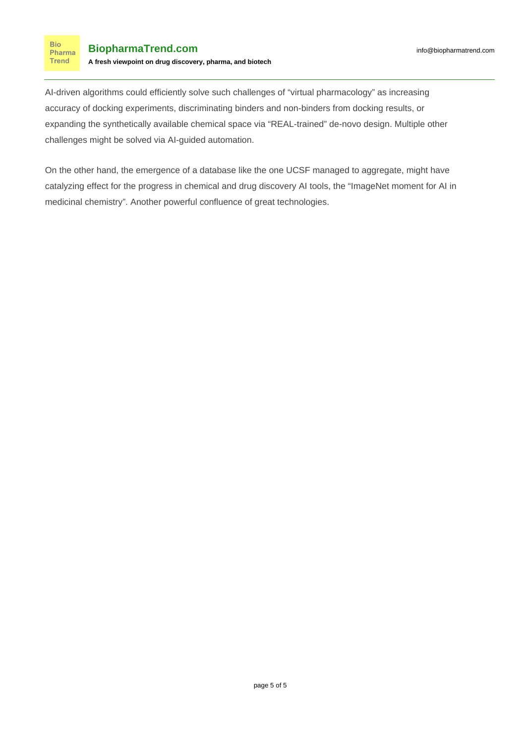AI-driven algorithms could efficiently solve such challenges of “virtual pharmacology” as increasing accuracy of docking experiments, discriminating binders and non-binders from docking results, or expanding the synthetically available chemical space via “REAL-trained” de-novo design. Multiple other challenges might be solved via AI-guided automation.

On the other hand, the emergence of a database like the one UCSF managed to aggregate, might have catalyzing effect for the progress in chemical and drug discovery AI tools, the “ImageNet moment for AI in medicinal chemistry”. Another powerful confluence of great technologies.